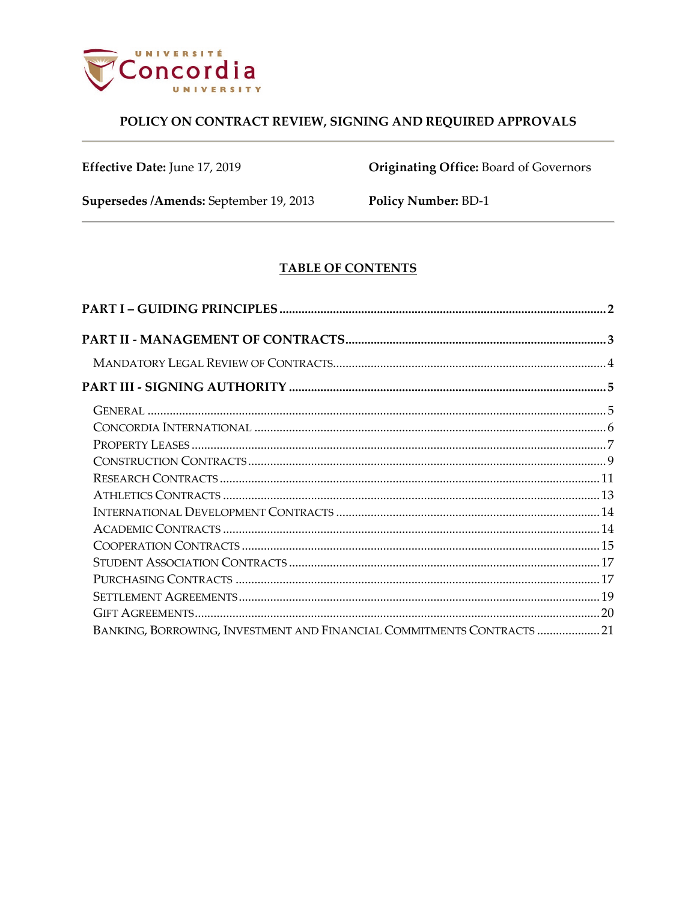# POLICY ON CONTRACT REVIEW, SIGNING AND REQUIRED APPROVALS

**Effective Date:** June 17, 2019

**Originating Office:** Board of Governors

**Supersedes /Amends:** September 19, 2013

**Policy Number:** BD-1

## TABLE OF CONTENTS

**PART I – GUIDING PRINCIPLES** ..... 2

**PART II - MANAGEMENT OF CONTRACTS** ..... 3

- Mandatory Legal Review of Contracts ..... 4

**PART III - SIGNING AUTHORITY** ..... 5

- General ..... 5
- Concordia International ..... 6
- Property Leases ..... 7
- Construction Contracts ..... 9
- Research Contracts ..... 11
- Athletics Contracts ..... 13
- International Development Contracts ..... 14
- Academic Contracts ..... 14
- Cooperation Contracts ..... 15
- Student Association Contracts ..... 17
- Purchasing Contracts ..... 17
- Settlement Agreements ..... 19
- Gift Agreements ..... 20
- Banking, Borrowing, Investment and Financial Commitments Contracts ..... 21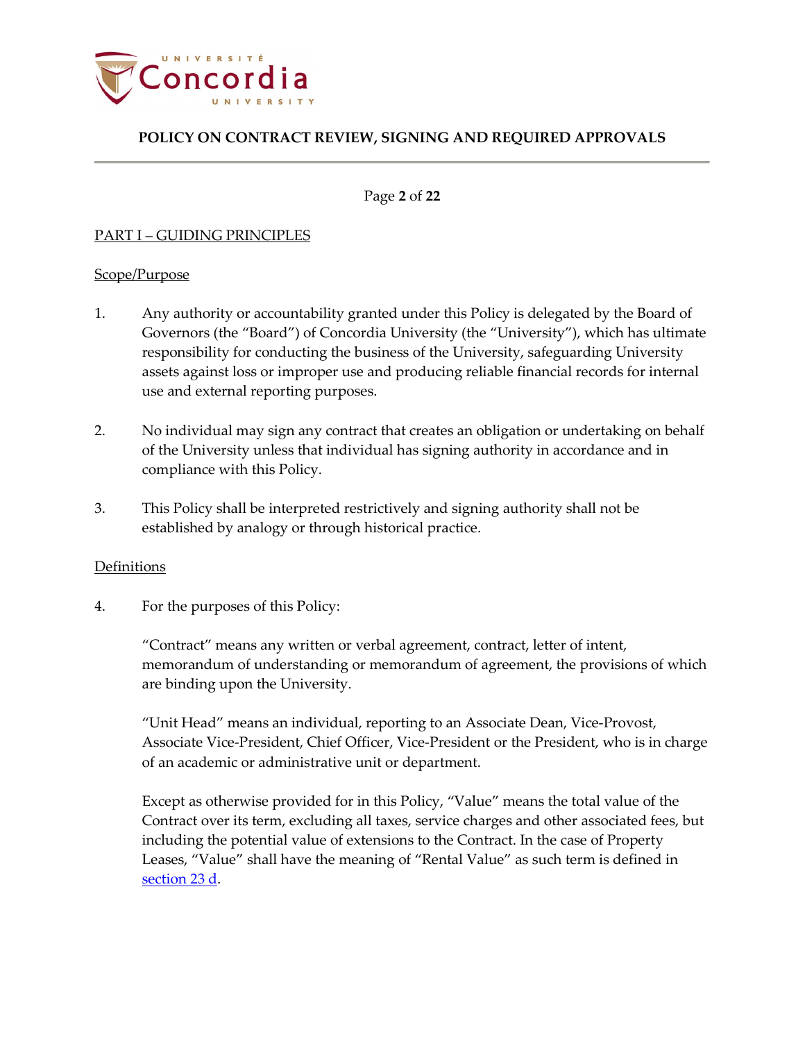## PART I – GUIDING PRINCIPLES

### Scope/Purpose

1. Any authority or accountability granted under this Policy is delegated by the Board of Governors (the "Board") of Concordia University (the "University"), which has ultimate responsibility for conducting the business of the University, safeguarding University assets against loss or improper use and producing reliable financial records for internal use and external reporting purposes.

2. No individual may sign any contract that creates an obligation or undertaking on behalf of the University unless that individual has signing authority in accordance and in compliance with this Policy.

3. This Policy shall be interpreted restrictively and signing authority shall not be established by analogy or through historical practice.

### Definitions

4. For the purposes of this Policy:

   "Contract" means any written or verbal agreement, contract, letter of intent, memorandum of understanding or memorandum of agreement, the provisions of which are binding upon the University.

   "Unit Head" means an individual, reporting to an Associate Dean, Vice-Provost, Associate Vice-President, Chief Officer, Vice-President or the President, who is in charge of an academic or administrative unit or department.

   Except as otherwise provided for in this Policy, "Value" means the total value of the Contract over its term, excluding all taxes, service charges and other associated fees, but including the potential value of extensions to the Contract. In the case of Property Leases, "Value" shall have the meaning of "Rental Value" as such term is defined in section 23 d.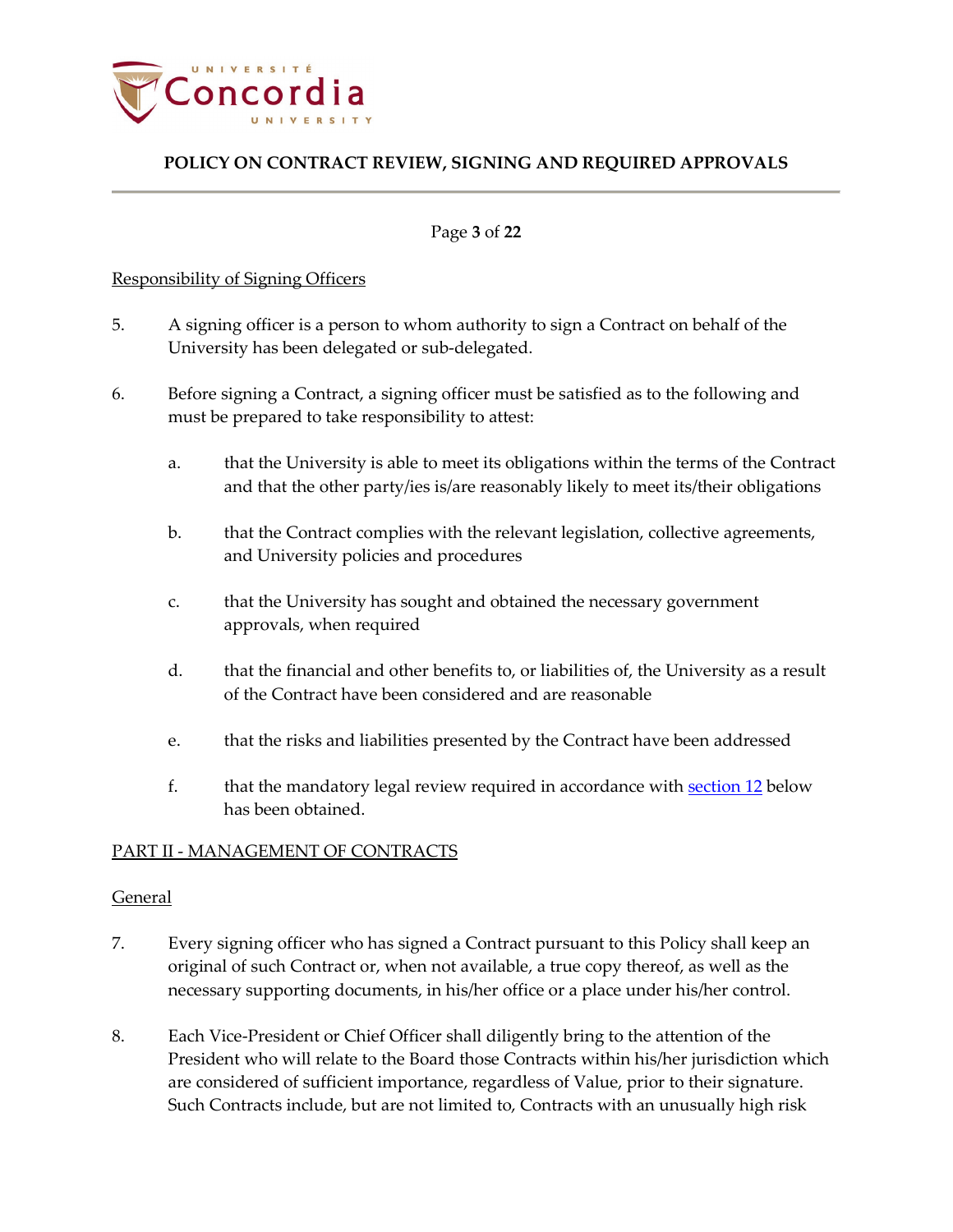Responsibility of Signing Officers

5. A signing officer is a person to whom authority to sign a Contract on behalf of the University has been delegated or sub-delegated.

6. Before signing a Contract, a signing officer must be satisfied as to the following and must be prepared to take responsibility to attest:

   a. that the University is able to meet its obligations within the terms of the Contract and that the other party/ies is/are reasonably likely to meet its/their obligations

   b. that the Contract complies with the relevant legislation, collective agreements, and University policies and procedures

   c. that the University has sought and obtained the necessary government approvals, when required

   d. that the financial and other benefits to, or liabilities of, the University as a result of the Contract have been considered and are reasonable

   e. that the risks and liabilities presented by the Contract have been addressed

   f. that the mandatory legal review required in accordance with section 12 below has been obtained.

PART II - MANAGEMENT OF CONTRACTS

General

7. Every signing officer who has signed a Contract pursuant to this Policy shall keep an original of such Contract or, when not available, a true copy thereof, as well as the necessary supporting documents, in his/her office or a place under his/her control.

8. Each Vice-President or Chief Officer shall diligently bring to the attention of the President who will relate to the Board those Contracts within his/her jurisdiction which are considered of sufficient importance, regardless of Value, prior to their signature. Such Contracts include, but are not limited to, Contracts with an unusually high risk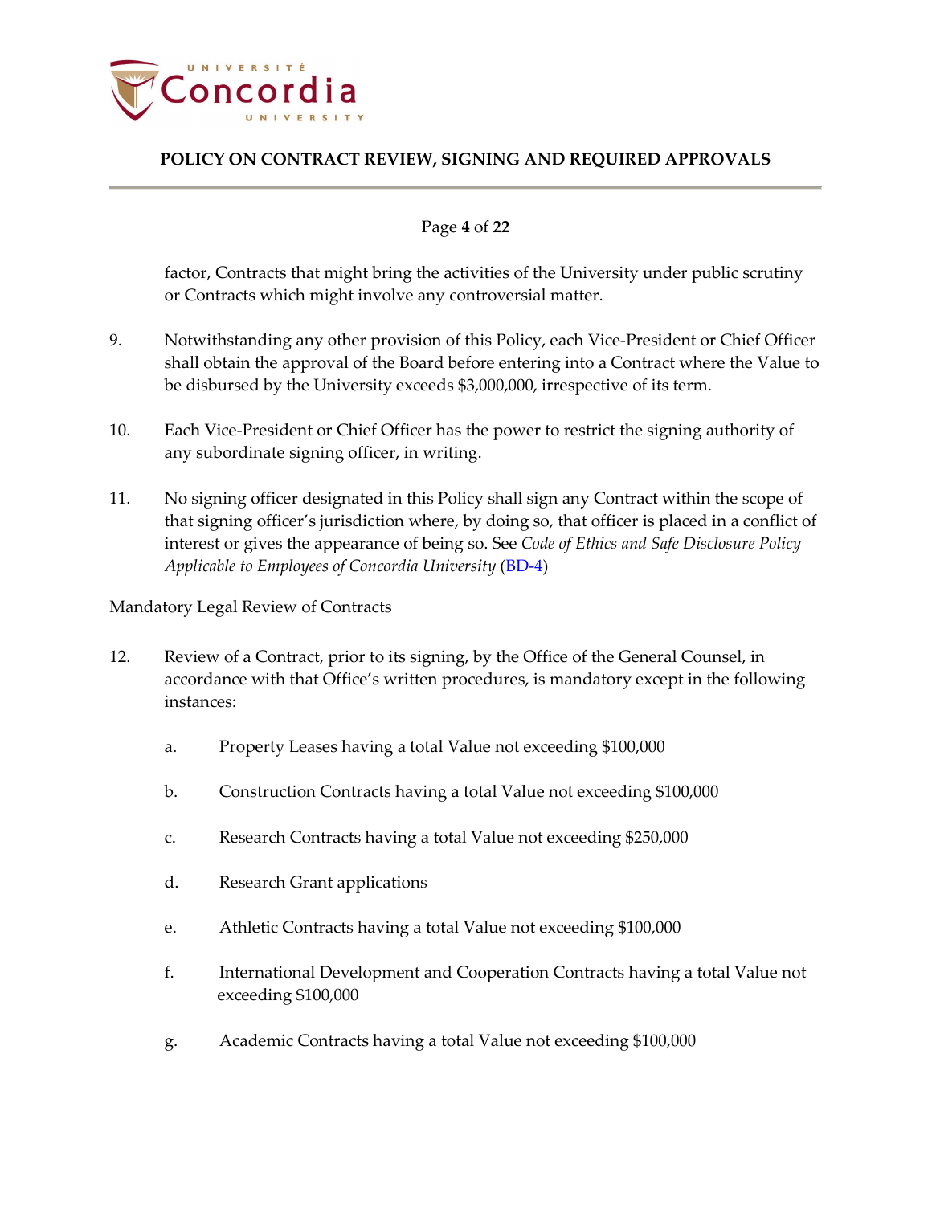factor, Contracts that might bring the activities of the University under public scrutiny or Contracts which might involve any controversial matter.

9. Notwithstanding any other provision of this Policy, each Vice-President or Chief Officer shall obtain the approval of the Board before entering into a Contract where the Value to be disbursed by the University exceeds $3,000,000, irrespective of its term.

10. Each Vice-President or Chief Officer has the power to restrict the signing authority of any subordinate signing officer, in writing.

11. No signing officer designated in this Policy shall sign any Contract within the scope of that signing officer's jurisdiction where, by doing so, that officer is placed in a conflict of interest or gives the appearance of being so. See *Code of Ethics and Safe Disclosure Policy Applicable to Employees of Concordia University* (BD-4)

Mandatory Legal Review of Contracts

12. Review of a Contract, prior to its signing, by the Office of the General Counsel, in accordance with that Office's written procedures, is mandatory except in the following instances:

   a. Property Leases having a total Value not exceeding $100,000

   b. Construction Contracts having a total Value not exceeding $100,000

   c. Research Contracts having a total Value not exceeding $250,000

   d. Research Grant applications

   e. Athletic Contracts having a total Value not exceeding $100,000

   f. International Development and Cooperation Contracts having a total Value not exceeding $100,000

   g. Academic Contracts having a total Value not exceeding $100,000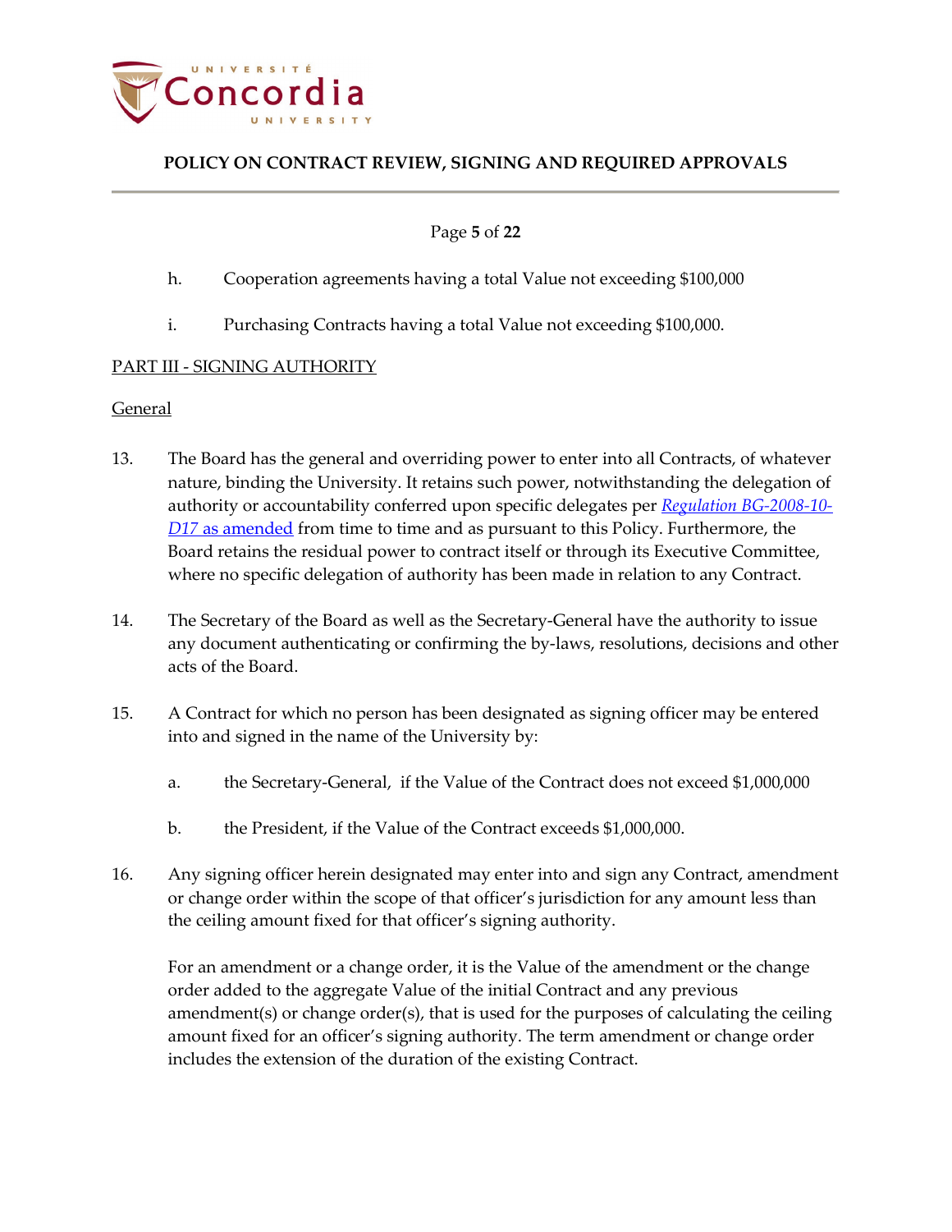h. Cooperation agreements having a total Value not exceeding $100,000

i. Purchasing Contracts having a total Value not exceeding $100,000.

## PART III - SIGNING AUTHORITY

### General

13. The Board has the general and overriding power to enter into all Contracts, of whatever nature, binding the University. It retains such power, notwithstanding the delegation of authority or accountability conferred upon specific delegates per *Regulation BG-2008-10-D17* as amended from time to time and as pursuant to this Policy. Furthermore, the Board retains the residual power to contract itself or through its Executive Committee, where no specific delegation of authority has been made in relation to any Contract.

14. The Secretary of the Board as well as the Secretary-General have the authority to issue any document authenticating or confirming the by-laws, resolutions, decisions and other acts of the Board.

15. A Contract for which no person has been designated as signing officer may be entered into and signed in the name of the University by:

    a. the Secretary-General, if the Value of the Contract does not exceed $1,000,000

    b. the President, if the Value of the Contract exceeds $1,000,000.

16. Any signing officer herein designated may enter into and sign any Contract, amendment or change order within the scope of that officer's jurisdiction for any amount less than the ceiling amount fixed for that officer's signing authority.

    For an amendment or a change order, it is the Value of the amendment or the change order added to the aggregate Value of the initial Contract and any previous amendment(s) or change order(s), that is used for the purposes of calculating the ceiling amount fixed for an officer's signing authority. The term amendment or change order includes the extension of the duration of the existing Contract.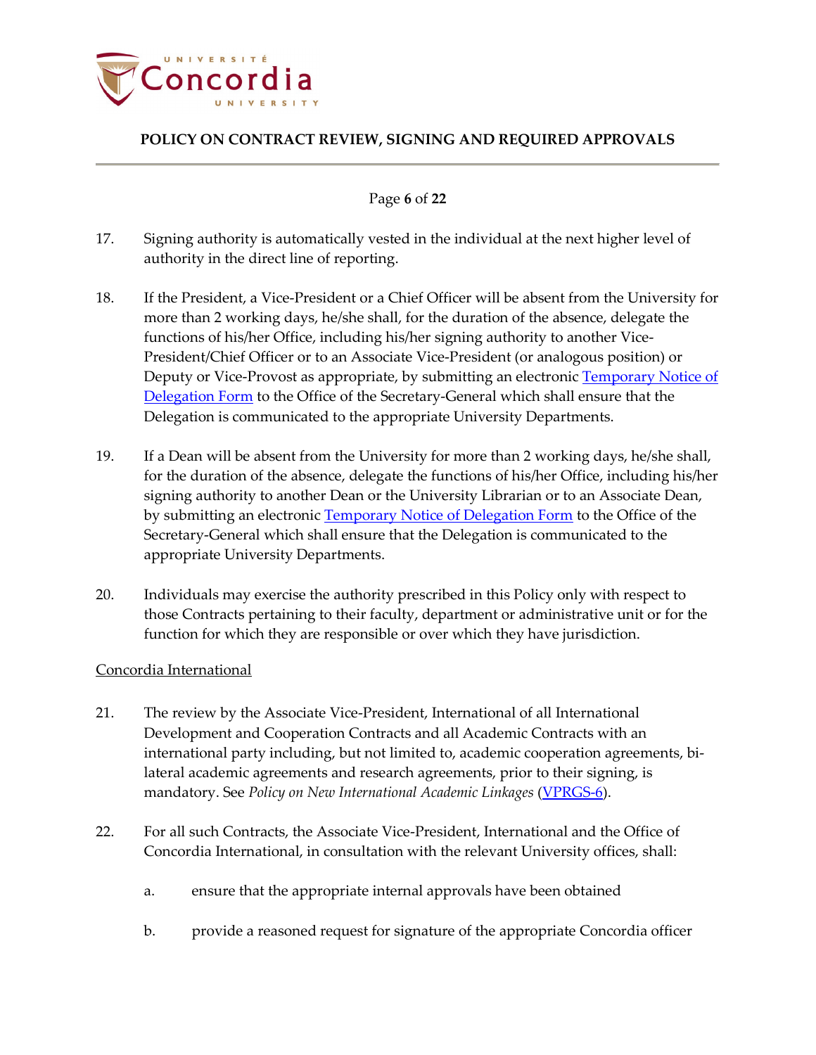17. Signing authority is automatically vested in the individual at the next higher level of authority in the direct line of reporting.

18. If the President, a Vice-President or a Chief Officer will be absent from the University for more than 2 working days, he/she shall, for the duration of the absence, delegate the functions of his/her Office, including his/her signing authority to another Vice-President/Chief Officer or to an Associate Vice-President (or analogous position) or Deputy or Vice-Provost as appropriate, by submitting an electronic Temporary Notice of Delegation Form to the Office of the Secretary-General which shall ensure that the Delegation is communicated to the appropriate University Departments.

19. If a Dean will be absent from the University for more than 2 working days, he/she shall, for the duration of the absence, delegate the functions of his/her Office, including his/her signing authority to another Dean or the University Librarian or to an Associate Dean, by submitting an electronic Temporary Notice of Delegation Form to the Office of the Secretary-General which shall ensure that the Delegation is communicated to the appropriate University Departments.

20. Individuals may exercise the authority prescribed in this Policy only with respect to those Contracts pertaining to their faculty, department or administrative unit or for the function for which they are responsible or over which they have jurisdiction.

<u>Concordia International</u>

21. The review by the Associate Vice-President, International of all International Development and Cooperation Contracts and all Academic Contracts with an international party including, but not limited to, academic cooperation agreements, bi-lateral academic agreements and research agreements, prior to their signing, is mandatory. See *Policy on New International Academic Linkages* (VPRGS-6).

22. For all such Contracts, the Associate Vice-President, International and the Office of Concordia International, in consultation with the relevant University offices, shall:

    a. ensure that the appropriate internal approvals have been obtained

    b. provide a reasoned request for signature of the appropriate Concordia officer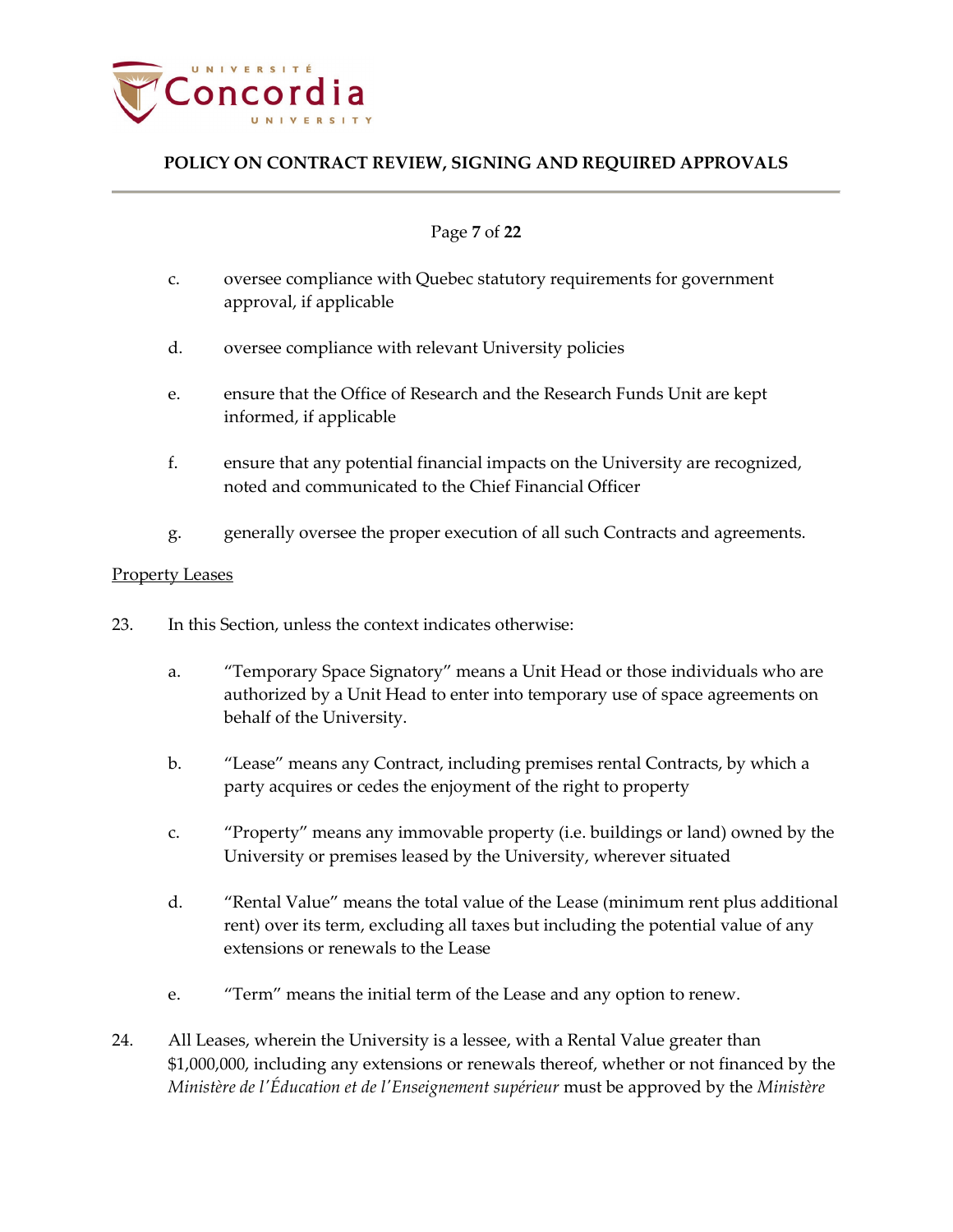c. oversee compliance with Quebec statutory requirements for government approval, if applicable

d. oversee compliance with relevant University policies

e. ensure that the Office of Research and the Research Funds Unit are kept informed, if applicable

f. ensure that any potential financial impacts on the University are recognized, noted and communicated to the Chief Financial Officer

g. generally oversee the proper execution of all such Contracts and agreements.

<u>Property Leases</u>

23. In this Section, unless the context indicates otherwise:

  a. "Temporary Space Signatory" means a Unit Head or those individuals who are authorized by a Unit Head to enter into temporary use of space agreements on behalf of the University.

  b. "Lease" means any Contract, including premises rental Contracts, by which a party acquires or cedes the enjoyment of the right to property

  c. "Property" means any immovable property (i.e. buildings or land) owned by the University or premises leased by the University, wherever situated

  d. "Rental Value" means the total value of the Lease (minimum rent plus additional rent) over its term, excluding all taxes but including the potential value of any extensions or renewals to the Lease

  e. "Term" means the initial term of the Lease and any option to renew.

24. All Leases, wherein the University is a lessee, with a Rental Value greater than $1,000,000, including any extensions or renewals thereof, whether or not financed by the *Ministère de l'Éducation et de l'Enseignement supérieur* must be approved by the *Ministère*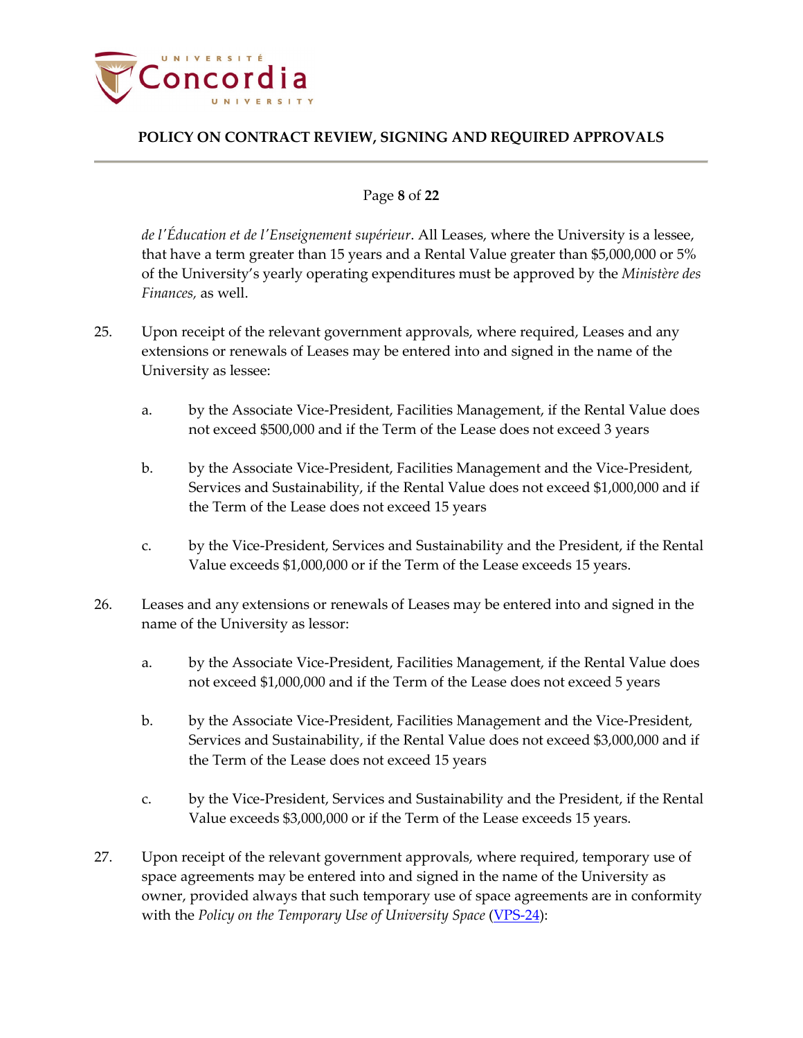*de l'Éducation et de l'Enseignement supérieur*. All Leases, where the University is a lessee, that have a term greater than 15 years and a Rental Value greater than $5,000,000 or 5% of the University's yearly operating expenditures must be approved by the *Ministère des Finances,* as well.

25. Upon receipt of the relevant government approvals, where required, Leases and any extensions or renewals of Leases may be entered into and signed in the name of the University as lessee:

    a. by the Associate Vice-President, Facilities Management, if the Rental Value does not exceed $500,000 and if the Term of the Lease does not exceed 3 years

    b. by the Associate Vice-President, Facilities Management and the Vice-President, Services and Sustainability, if the Rental Value does not exceed $1,000,000 and if the Term of the Lease does not exceed 15 years

    c. by the Vice-President, Services and Sustainability and the President, if the Rental Value exceeds $1,000,000 or if the Term of the Lease exceeds 15 years.

26. Leases and any extensions or renewals of Leases may be entered into and signed in the name of the University as lessor:

    a. by the Associate Vice-President, Facilities Management, if the Rental Value does not exceed $1,000,000 and if the Term of the Lease does not exceed 5 years

    b. by the Associate Vice-President, Facilities Management and the Vice-President, Services and Sustainability, if the Rental Value does not exceed $3,000,000 and if the Term of the Lease does not exceed 15 years

    c. by the Vice-President, Services and Sustainability and the President, if the Rental Value exceeds $3,000,000 or if the Term of the Lease exceeds 15 years.

27. Upon receipt of the relevant government approvals, where required, temporary use of space agreements may be entered into and signed in the name of the University as owner, provided always that such temporary use of space agreements are in conformity with the *Policy on the Temporary Use of University Space* (VPS-24):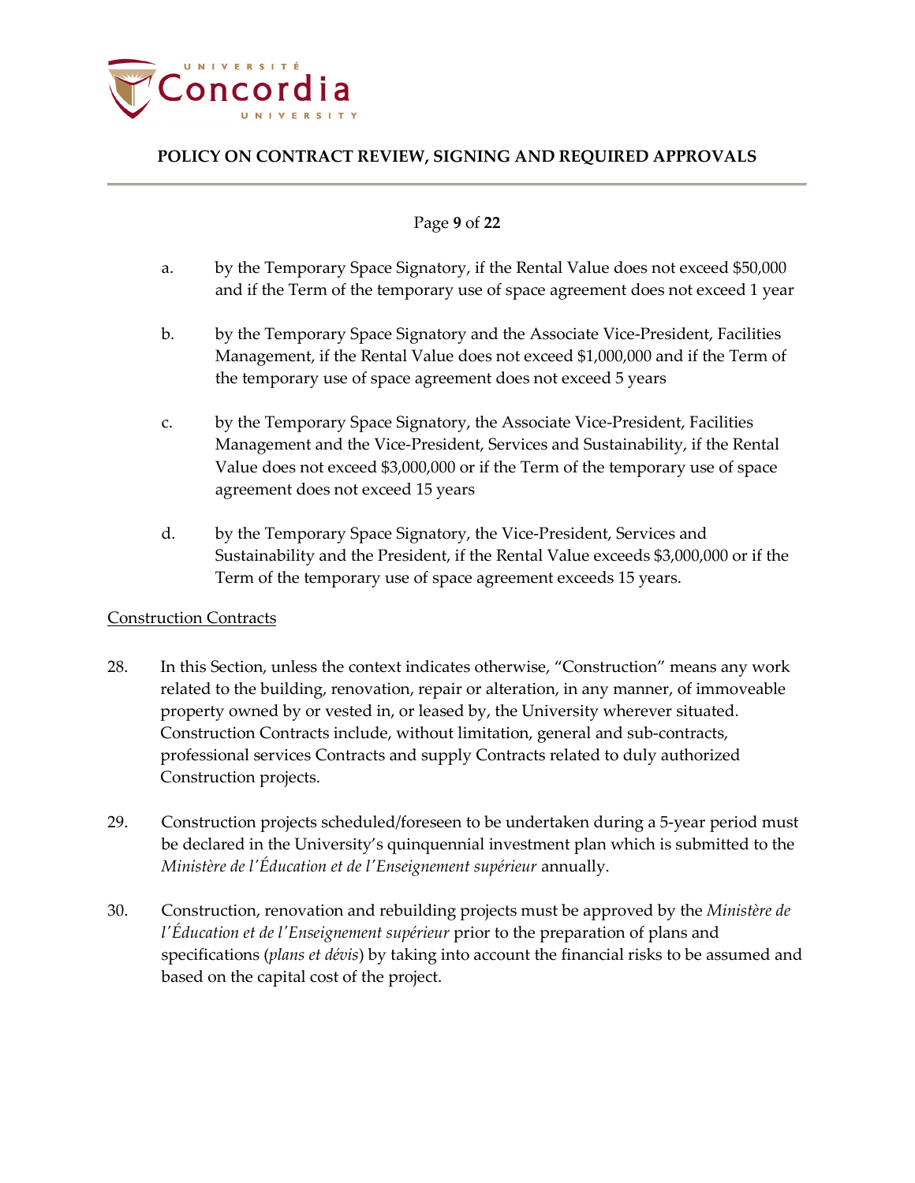a. by the Temporary Space Signatory, if the Rental Value does not exceed $50,000 and if the Term of the temporary use of space agreement does not exceed 1 year

b. by the Temporary Space Signatory and the Associate Vice-President, Facilities Management, if the Rental Value does not exceed $1,000,000 and if the Term of the temporary use of space agreement does not exceed 5 years

c. by the Temporary Space Signatory, the Associate Vice-President, Facilities Management and the Vice-President, Services and Sustainability, if the Rental Value does not exceed $3,000,000 or if the Term of the temporary use of space agreement does not exceed 15 years

d. by the Temporary Space Signatory, the Vice-President, Services and Sustainability and the President, if the Rental Value exceeds $3,000,000 or if the Term of the temporary use of space agreement exceeds 15 years.

<u>Construction Contracts</u>

28. In this Section, unless the context indicates otherwise, "Construction" means any work related to the building, renovation, repair or alteration, in any manner, of immoveable property owned by or vested in, or leased by, the University wherever situated. Construction Contracts include, without limitation, general and sub-contracts, professional services Contracts and supply Contracts related to duly authorized Construction projects.

29. Construction projects scheduled/foreseen to be undertaken during a 5-year period must be declared in the University's quinquennial investment plan which is submitted to the *Ministère de l'Éducation et de l'Enseignement supérieur* annually.

30. Construction, renovation and rebuilding projects must be approved by the *Ministère de l'Éducation et de l'Enseignement supérieur* prior to the preparation of plans and specifications (*plans et dévis*) by taking into account the financial risks to be assumed and based on the capital cost of the project.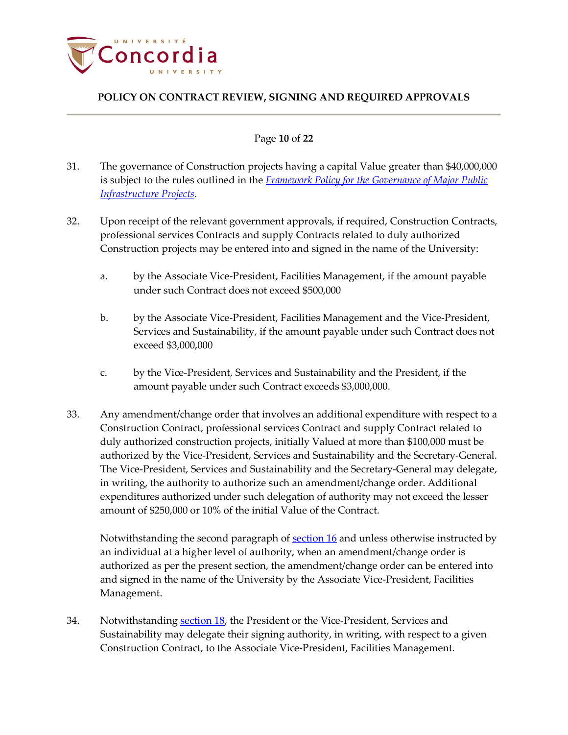31. The governance of Construction projects having a capital Value greater than $40,000,000 is subject to the rules outlined in the [*Framework Policy for the Governance of Major Public Infrastructure Projects*](#).

32. Upon receipt of the relevant government approvals, if required, Construction Contracts, professional services Contracts and supply Contracts related to duly authorized Construction projects may be entered into and signed in the name of the University:

    a. by the Associate Vice-President, Facilities Management, if the amount payable under such Contract does not exceed $500,000

    b. by the Associate Vice-President, Facilities Management and the Vice-President, Services and Sustainability, if the amount payable under such Contract does not exceed $3,000,000

    c. by the Vice-President, Services and Sustainability and the President, if the amount payable under such Contract exceeds $3,000,000.

33. Any amendment/change order that involves an additional expenditure with respect to a Construction Contract, professional services Contract and supply Contract related to duly authorized construction projects, initially Valued at more than $100,000 must be authorized by the Vice-President, Services and Sustainability and the Secretary-General. The Vice-President, Services and Sustainability and the Secretary-General may delegate, in writing, the authority to authorize such an amendment/change order. Additional expenditures authorized under such delegation of authority may not exceed the lesser amount of $250,000 or 10% of the initial Value of the Contract.

    Notwithstanding the second paragraph of [section 16](#) and unless otherwise instructed by an individual at a higher level of authority, when an amendment/change order is authorized as per the present section, the amendment/change order can be entered into and signed in the name of the University by the Associate Vice-President, Facilities Management.

34. Notwithstanding [section 18](#), the President or the Vice-President, Services and Sustainability may delegate their signing authority, in writing, with respect to a given Construction Contract, to the Associate Vice-President, Facilities Management.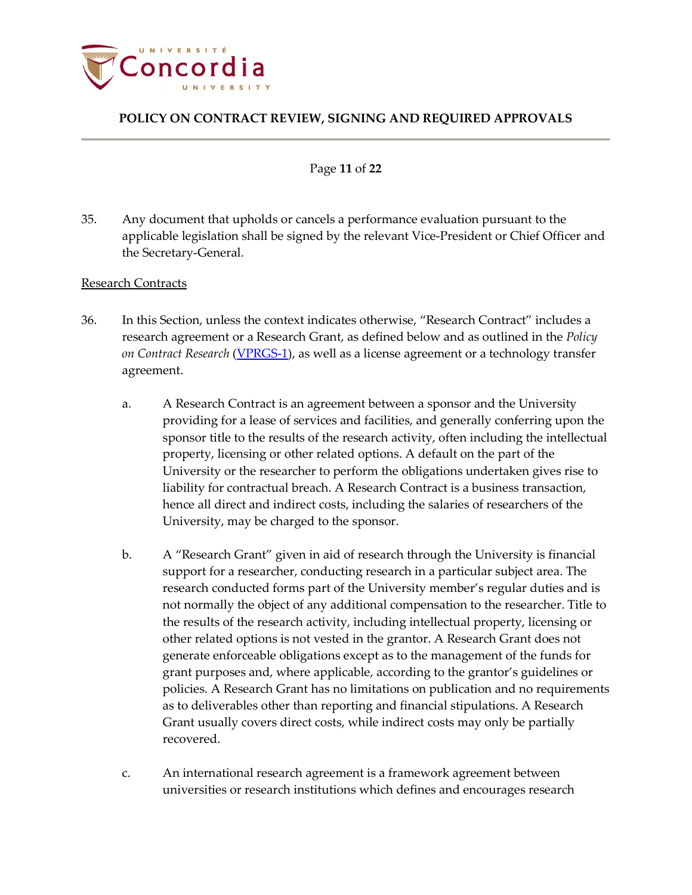35. Any document that upholds or cancels a performance evaluation pursuant to the applicable legislation shall be signed by the relevant Vice-President or Chief Officer and the Secretary-General.

<u>Research Contracts</u>

36. In this Section, unless the context indicates otherwise, "Research Contract" includes a research agreement or a Research Grant, as defined below and as outlined in the *Policy on Contract Research* ([VPRGS-1]), as well as a license agreement or a technology transfer agreement.

    a. A Research Contract is an agreement between a sponsor and the University providing for a lease of services and facilities, and generally conferring upon the sponsor title to the results of the research activity, often including the intellectual property, licensing or other related options. A default on the part of the University or the researcher to perform the obligations undertaken gives rise to liability for contractual breach. A Research Contract is a business transaction, hence all direct and indirect costs, including the salaries of researchers of the University, may be charged to the sponsor.

    b. A "Research Grant" given in aid of research through the University is financial support for a researcher, conducting research in a particular subject area. The research conducted forms part of the University member's regular duties and is not normally the object of any additional compensation to the researcher. Title to the results of the research activity, including intellectual property, licensing or other related options is not vested in the grantor. A Research Grant does not generate enforceable obligations except as to the management of the funds for grant purposes and, where applicable, according to the grantor's guidelines or policies. A Research Grant has no limitations on publication and no requirements as to deliverables other than reporting and financial stipulations. A Research Grant usually covers direct costs, while indirect costs may only be partially recovered.

    c. An international research agreement is a framework agreement between universities or research institutions which defines and encourages research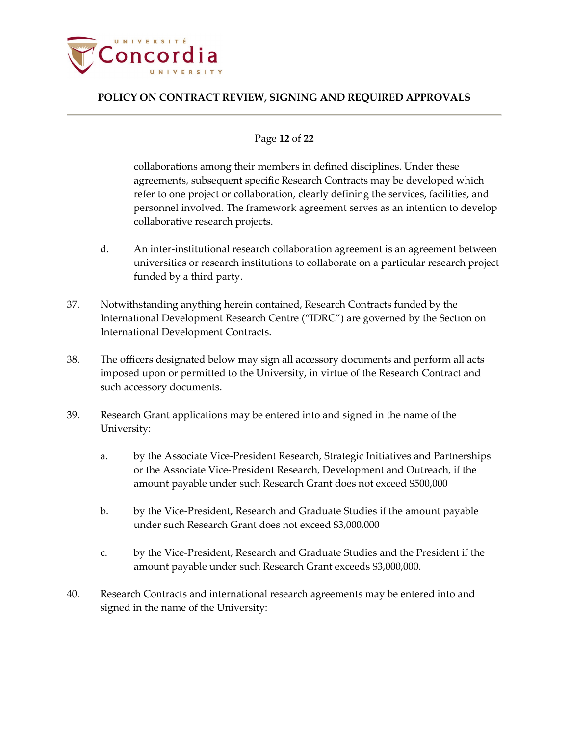collaborations among their members in defined disciplines. Under these agreements, subsequent specific Research Contracts may be developed which refer to one project or collaboration, clearly defining the services, facilities, and personnel involved. The framework agreement serves as an intention to develop collaborative research projects.

d. An inter-institutional research collaboration agreement is an agreement between universities or research institutions to collaborate on a particular research project funded by a third party.

37. Notwithstanding anything herein contained, Research Contracts funded by the International Development Research Centre ("IDRC") are governed by the Section on International Development Contracts.

38. The officers designated below may sign all accessory documents and perform all acts imposed upon or permitted to the University, in virtue of the Research Contract and such accessory documents.

39. Research Grant applications may be entered into and signed in the name of the University:

a. by the Associate Vice-President Research, Strategic Initiatives and Partnerships or the Associate Vice-President Research, Development and Outreach, if the amount payable under such Research Grant does not exceed $500,000

b. by the Vice-President, Research and Graduate Studies if the amount payable under such Research Grant does not exceed $3,000,000

c. by the Vice-President, Research and Graduate Studies and the President if the amount payable under such Research Grant exceeds $3,000,000.

40. Research Contracts and international research agreements may be entered into and signed in the name of the University: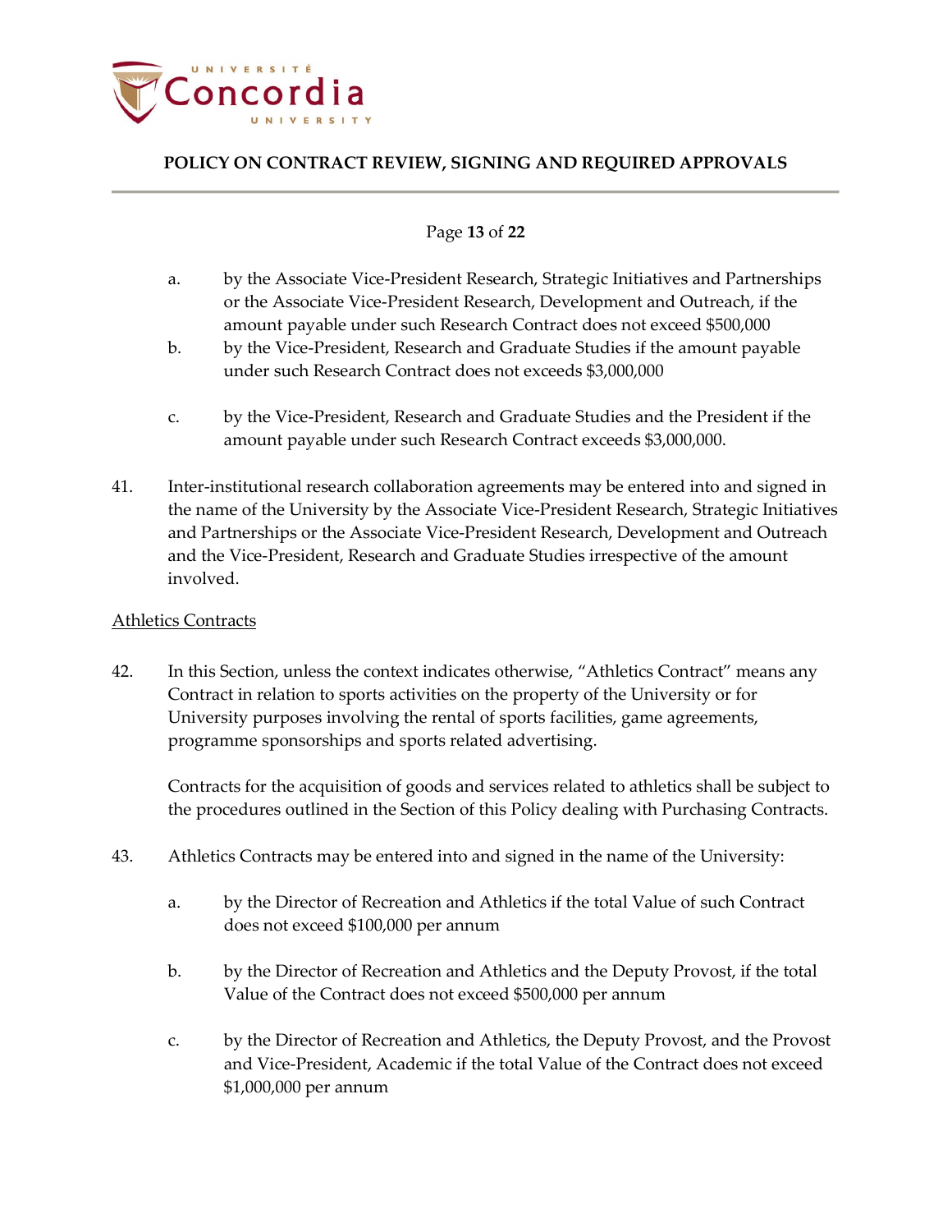a. by the Associate Vice-President Research, Strategic Initiatives and Partnerships or the Associate Vice-President Research, Development and Outreach, if the amount payable under such Research Contract does not exceed $500,000

b. by the Vice-President, Research and Graduate Studies if the amount payable under such Research Contract does not exceeds $3,000,000

c. by the Vice-President, Research and Graduate Studies and the President if the amount payable under such Research Contract exceeds $3,000,000.

41. Inter-institutional research collaboration agreements may be entered into and signed in the name of the University by the Associate Vice-President Research, Strategic Initiatives and Partnerships or the Associate Vice-President Research, Development and Outreach and the Vice-President, Research and Graduate Studies irrespective of the amount involved.

<u>Athletics Contracts</u>

42. In this Section, unless the context indicates otherwise, "Athletics Contract" means any Contract in relation to sports activities on the property of the University or for University purposes involving the rental of sports facilities, game agreements, programme sponsorships and sports related advertising.

    Contracts for the acquisition of goods and services related to athletics shall be subject to the procedures outlined in the Section of this Policy dealing with Purchasing Contracts.

43. Athletics Contracts may be entered into and signed in the name of the University:

    a. by the Director of Recreation and Athletics if the total Value of such Contract does not exceed $100,000 per annum

    b. by the Director of Recreation and Athletics and the Deputy Provost, if the total Value of the Contract does not exceed $500,000 per annum

    c. by the Director of Recreation and Athletics, the Deputy Provost, and the Provost and Vice-President, Academic if the total Value of the Contract does not exceed $1,000,000 per annum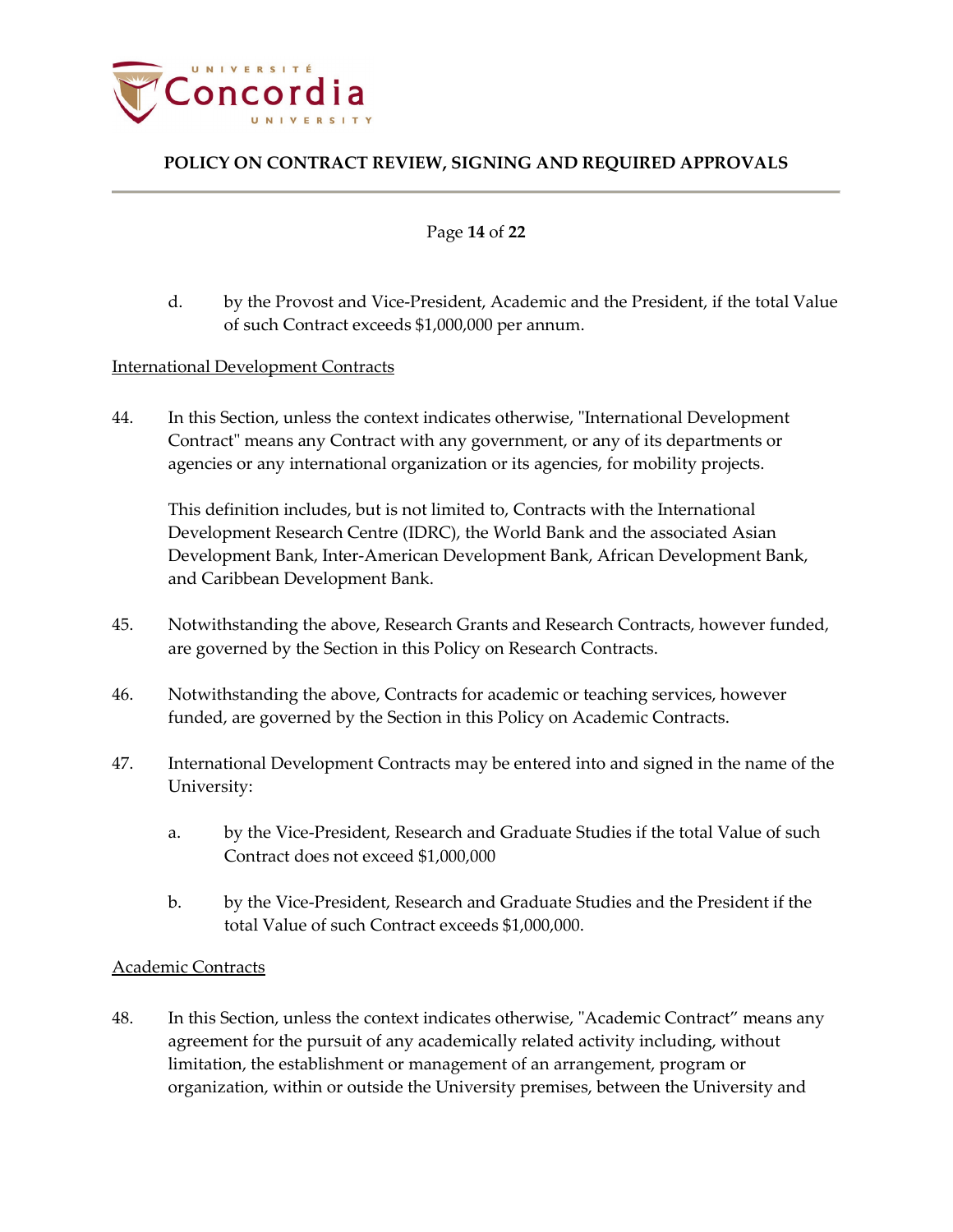d. by the Provost and Vice-President, Academic and the President, if the total Value of such Contract exceeds $1,000,000 per annum.

<u>International Development Contracts</u>

44. In this Section, unless the context indicates otherwise, "International Development Contract" means any Contract with any government, or any of its departments or agencies or any international organization or its agencies, for mobility projects.

    This definition includes, but is not limited to, Contracts with the International Development Research Centre (IDRC), the World Bank and the associated Asian Development Bank, Inter-American Development Bank, African Development Bank, and Caribbean Development Bank.

45. Notwithstanding the above, Research Grants and Research Contracts, however funded, are governed by the Section in this Policy on Research Contracts.

46. Notwithstanding the above, Contracts for academic or teaching services, however funded, are governed by the Section in this Policy on Academic Contracts.

47. International Development Contracts may be entered into and signed in the name of the University:

    a. by the Vice-President, Research and Graduate Studies if the total Value of such Contract does not exceed $1,000,000

    b. by the Vice-President, Research and Graduate Studies and the President if the total Value of such Contract exceeds $1,000,000.

<u>Academic Contracts</u>

48. In this Section, unless the context indicates otherwise, "Academic Contract" means any agreement for the pursuit of any academically related activity including, without limitation, the establishment or management of an arrangement, program or organization, within or outside the University premises, between the University and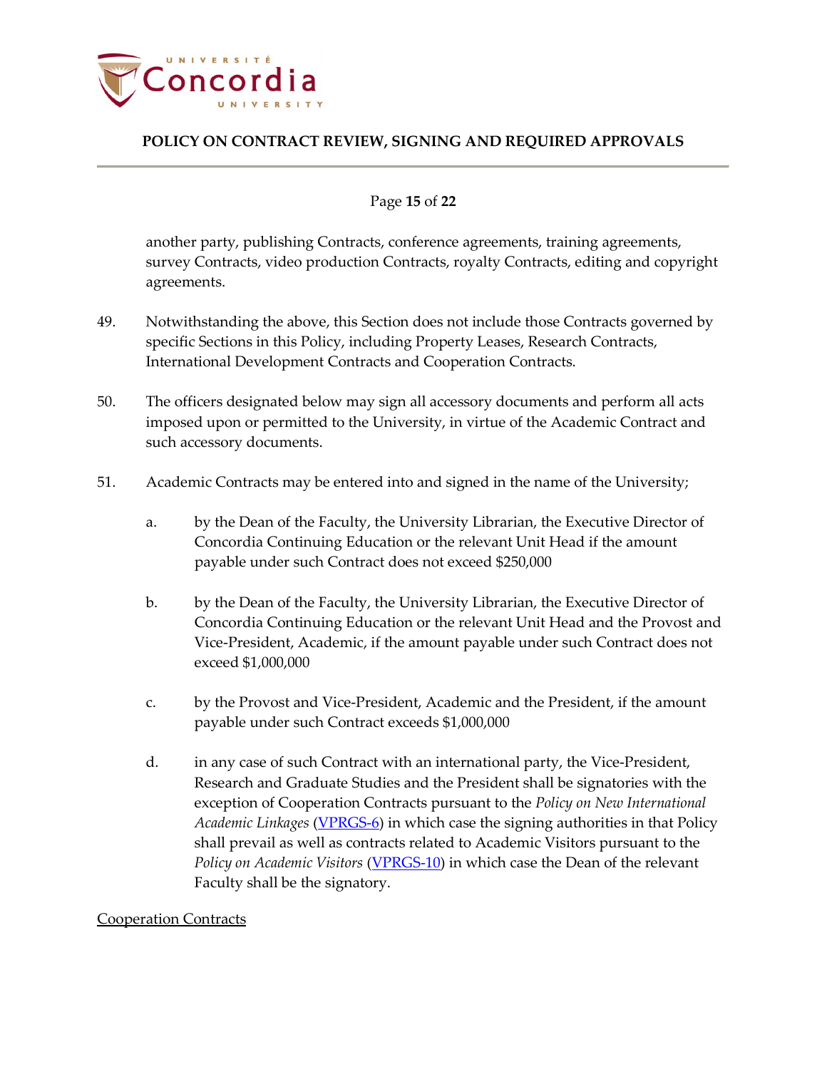another party, publishing Contracts, conference agreements, training agreements, survey Contracts, video production Contracts, royalty Contracts, editing and copyright agreements.

49. Notwithstanding the above, this Section does not include those Contracts governed by specific Sections in this Policy, including Property Leases, Research Contracts, International Development Contracts and Cooperation Contracts.

50. The officers designated below may sign all accessory documents and perform all acts imposed upon or permitted to the University, in virtue of the Academic Contract and such accessory documents.

51. Academic Contracts may be entered into and signed in the name of the University;

   a. by the Dean of the Faculty, the University Librarian, the Executive Director of Concordia Continuing Education or the relevant Unit Head if the amount payable under such Contract does not exceed $250,000

   b. by the Dean of the Faculty, the University Librarian, the Executive Director of Concordia Continuing Education or the relevant Unit Head and the Provost and Vice-President, Academic, if the amount payable under such Contract does not exceed $1,000,000

   c. by the Provost and Vice-President, Academic and the President, if the amount payable under such Contract exceeds $1,000,000

   d. in any case of such Contract with an international party, the Vice-President, Research and Graduate Studies and the President shall be signatories with the exception of Cooperation Contracts pursuant to the *Policy on New International Academic Linkages* (VPRGS-6) in which case the signing authorities in that Policy shall prevail as well as contracts related to Academic Visitors pursuant to the *Policy on Academic Visitors* (VPRGS-10) in which case the Dean of the relevant Faculty shall be the signatory.

<u>Cooperation Contracts</u>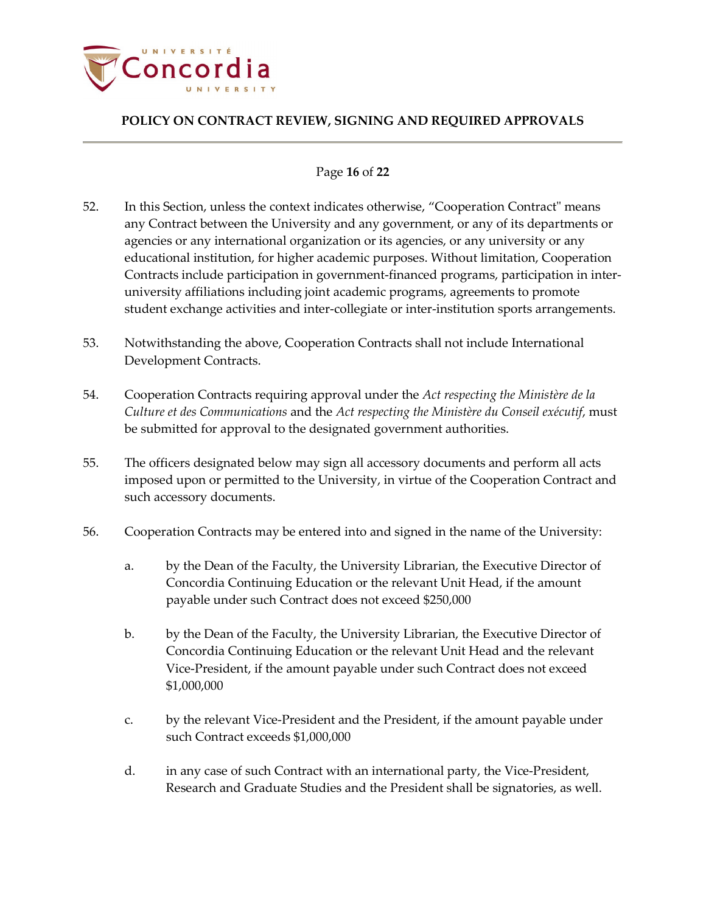52. In this Section, unless the context indicates otherwise, “Cooperation Contract" means any Contract between the University and any government, or any of its departments or agencies or any international organization or its agencies, or any university or any educational institution, for higher academic purposes. Without limitation, Cooperation Contracts include participation in government-financed programs, participation in inter-university affiliations including joint academic programs, agreements to promote student exchange activities and inter-collegiate or inter-institution sports arrangements.

53. Notwithstanding the above, Cooperation Contracts shall not include International Development Contracts.

54. Cooperation Contracts requiring approval under the *Act respecting the Ministère de la Culture et des Communications* and the *Act respecting the Ministère du Conseil exécutif*, must be submitted for approval to the designated government authorities.

55. The officers designated below may sign all accessory documents and perform all acts imposed upon or permitted to the University, in virtue of the Cooperation Contract and such accessory documents.

56. Cooperation Contracts may be entered into and signed in the name of the University:

    a. by the Dean of the Faculty, the University Librarian, the Executive Director of Concordia Continuing Education or the relevant Unit Head, if the amount payable under such Contract does not exceed $250,000

    b. by the Dean of the Faculty, the University Librarian, the Executive Director of Concordia Continuing Education or the relevant Unit Head and the relevant Vice-President, if the amount payable under such Contract does not exceed $1,000,000

    c. by the relevant Vice-President and the President, if the amount payable under such Contract exceeds $1,000,000

    d. in any case of such Contract with an international party, the Vice-President, Research and Graduate Studies and the President shall be signatories, as well.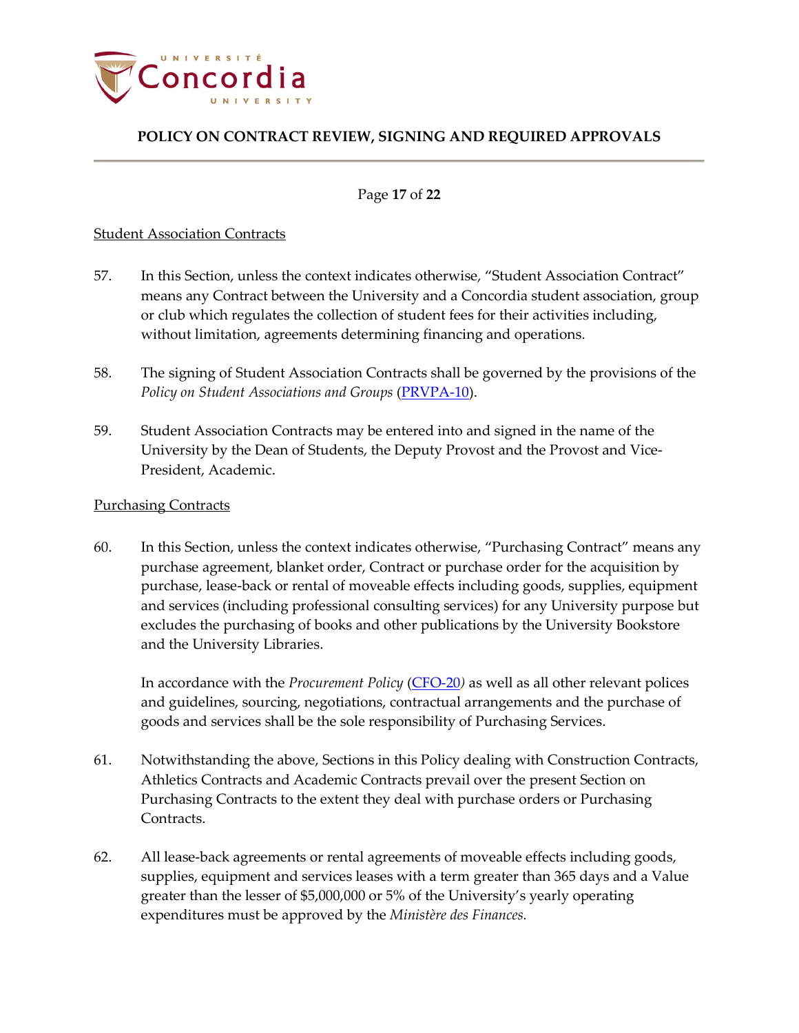Student Association Contracts

57. In this Section, unless the context indicates otherwise, "Student Association Contract" means any Contract between the University and a Concordia student association, group or club which regulates the collection of student fees for their activities including, without limitation, agreements determining financing and operations.

58. The signing of Student Association Contracts shall be governed by the provisions of the *Policy on Student Associations and Groups* (PRVPA-10).

59. Student Association Contracts may be entered into and signed in the name of the University by the Dean of Students, the Deputy Provost and the Provost and Vice-President, Academic.

Purchasing Contracts

60. In this Section, unless the context indicates otherwise, "Purchasing Contract" means any purchase agreement, blanket order, Contract or purchase order for the acquisition by purchase, lease-back or rental of moveable effects including goods, supplies, equipment and services (including professional consulting services) for any University purpose but excludes the purchasing of books and other publications by the University Bookstore and the University Libraries.

    In accordance with the *Procurement Policy* (CFO-20*)* as well as all other relevant polices and guidelines, sourcing, negotiations, contractual arrangements and the purchase of goods and services shall be the sole responsibility of Purchasing Services.

61. Notwithstanding the above, Sections in this Policy dealing with Construction Contracts, Athletics Contracts and Academic Contracts prevail over the present Section on Purchasing Contracts to the extent they deal with purchase orders or Purchasing Contracts.

62. All lease-back agreements or rental agreements of moveable effects including goods, supplies, equipment and services leases with a term greater than 365 days and a Value greater than the lesser of $5,000,000 or 5% of the University's yearly operating expenditures must be approved by the *Ministère des Finances.*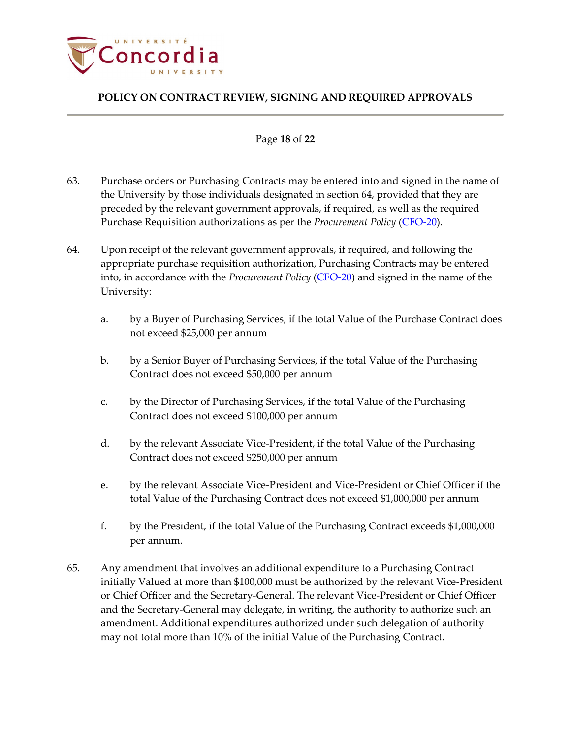63. Purchase orders or Purchasing Contracts may be entered into and signed in the name of the University by those individuals designated in section 64, provided that they are preceded by the relevant government approvals, if required, as well as the required Purchase Requisition authorizations as per the *Procurement Policy* (CFO-20).

64. Upon receipt of the relevant government approvals, if required, and following the appropriate purchase requisition authorization, Purchasing Contracts may be entered into, in accordance with the *Procurement Policy* (CFO-20) and signed in the name of the University:

    a. by a Buyer of Purchasing Services, if the total Value of the Purchase Contract does not exceed $25,000 per annum

    b. by a Senior Buyer of Purchasing Services, if the total Value of the Purchasing Contract does not exceed $50,000 per annum

    c. by the Director of Purchasing Services, if the total Value of the Purchasing Contract does not exceed $100,000 per annum

    d. by the relevant Associate Vice-President, if the total Value of the Purchasing Contract does not exceed $250,000 per annum

    e. by the relevant Associate Vice-President and Vice-President or Chief Officer if the total Value of the Purchasing Contract does not exceed $1,000,000 per annum

    f. by the President, if the total Value of the Purchasing Contract exceeds $1,000,000 per annum.

65. Any amendment that involves an additional expenditure to a Purchasing Contract initially Valued at more than $100,000 must be authorized by the relevant Vice-President or Chief Officer and the Secretary-General. The relevant Vice-President or Chief Officer and the Secretary-General may delegate, in writing, the authority to authorize such an amendment. Additional expenditures authorized under such delegation of authority may not total more than 10% of the initial Value of the Purchasing Contract.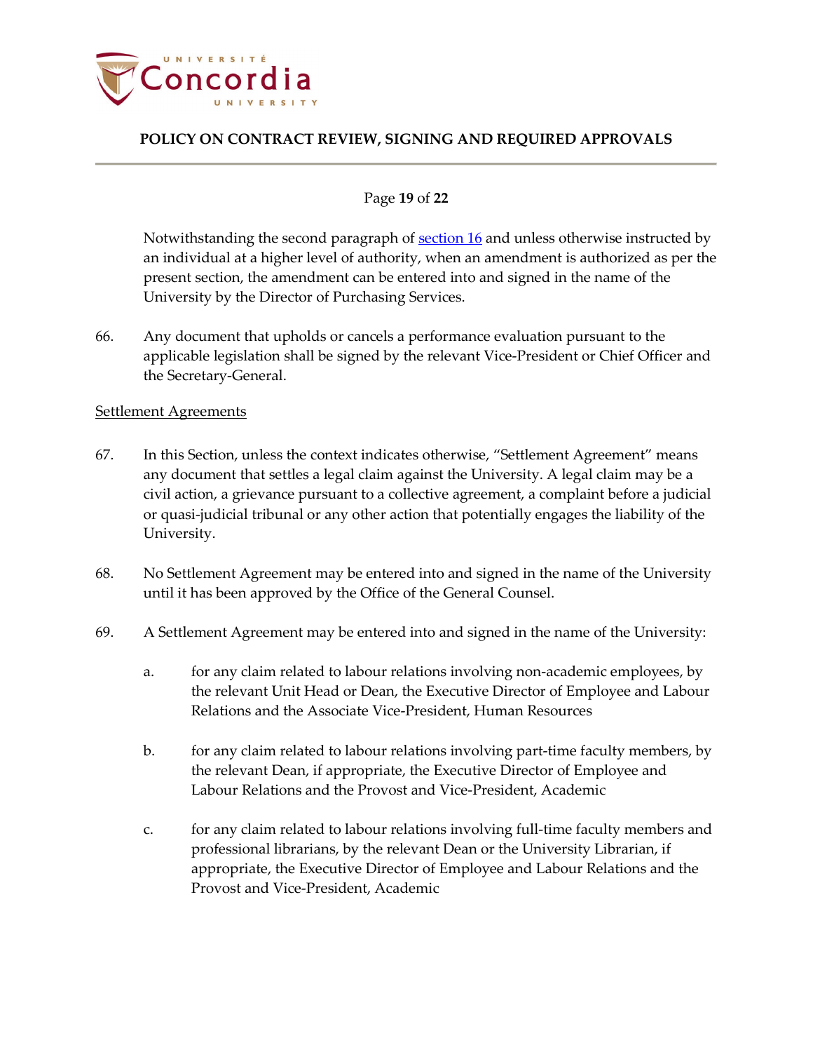Notwithstanding the second paragraph of [section 16](#) and unless otherwise instructed by an individual at a higher level of authority, when an amendment is authorized as per the present section, the amendment can be entered into and signed in the name of the University by the Director of Purchasing Services.

66. Any document that upholds or cancels a performance evaluation pursuant to the applicable legislation shall be signed by the relevant Vice-President or Chief Officer and the Secretary-General.

Settlement Agreements

67. In this Section, unless the context indicates otherwise, "Settlement Agreement" means any document that settles a legal claim against the University. A legal claim may be a civil action, a grievance pursuant to a collective agreement, a complaint before a judicial or quasi-judicial tribunal or any other action that potentially engages the liability of the University.

68. No Settlement Agreement may be entered into and signed in the name of the University until it has been approved by the Office of the General Counsel.

69. A Settlement Agreement may be entered into and signed in the name of the University:

   a. for any claim related to labour relations involving non-academic employees, by the relevant Unit Head or Dean, the Executive Director of Employee and Labour Relations and the Associate Vice-President, Human Resources

   b. for any claim related to labour relations involving part-time faculty members, by the relevant Dean, if appropriate, the Executive Director of Employee and Labour Relations and the Provost and Vice-President, Academic

   c. for any claim related to labour relations involving full-time faculty members and professional librarians, by the relevant Dean or the University Librarian, if appropriate, the Executive Director of Employee and Labour Relations and the Provost and Vice-President, Academic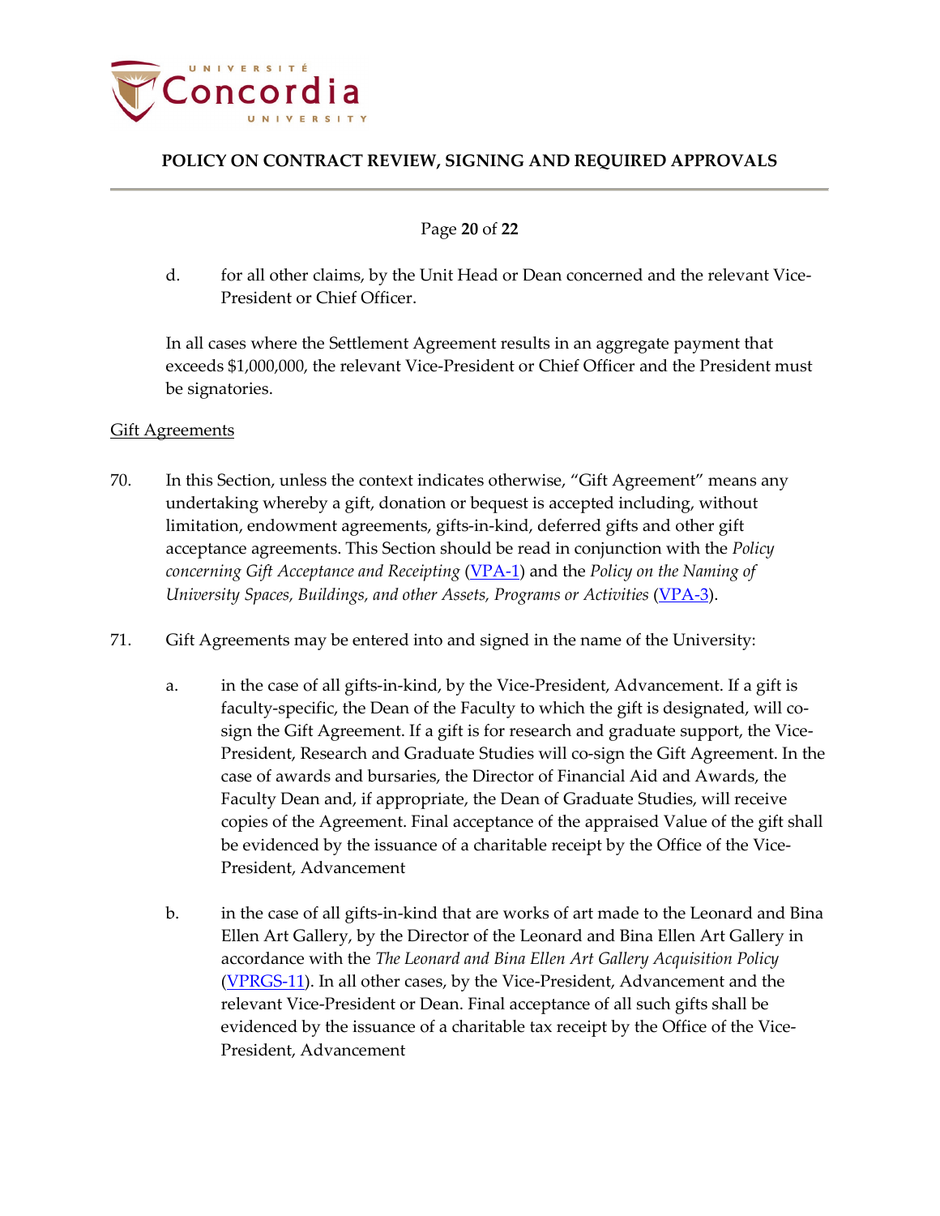d. for all other claims, by the Unit Head or Dean concerned and the relevant Vice-President or Chief Officer.

In all cases where the Settlement Agreement results in an aggregate payment that exceeds $1,000,000, the relevant Vice-President or Chief Officer and the President must be signatories.

<u>Gift Agreements</u>

70. In this Section, unless the context indicates otherwise, "Gift Agreement" means any undertaking whereby a gift, donation or bequest is accepted including, without limitation, endowment agreements, gifts-in-kind, deferred gifts and other gift acceptance agreements. This Section should be read in conjunction with the *Policy concerning Gift Acceptance and Receipting* (VPA-1) and the *Policy on the Naming of University Spaces, Buildings, and other Assets, Programs or Activities* (VPA-3).

71. Gift Agreements may be entered into and signed in the name of the University:

a. in the case of all gifts-in-kind, by the Vice-President, Advancement. If a gift is faculty-specific, the Dean of the Faculty to which the gift is designated, will co-sign the Gift Agreement. If a gift is for research and graduate support, the Vice-President, Research and Graduate Studies will co-sign the Gift Agreement. In the case of awards and bursaries, the Director of Financial Aid and Awards, the Faculty Dean and, if appropriate, the Dean of Graduate Studies, will receive copies of the Agreement. Final acceptance of the appraised Value of the gift shall be evidenced by the issuance of a charitable receipt by the Office of the Vice-President, Advancement

b. in the case of all gifts-in-kind that are works of art made to the Leonard and Bina Ellen Art Gallery, by the Director of the Leonard and Bina Ellen Art Gallery in accordance with the *The Leonard and Bina Ellen Art Gallery Acquisition Policy* (VPRGS-11). In all other cases, by the Vice-President, Advancement and the relevant Vice-President or Dean. Final acceptance of all such gifts shall be evidenced by the issuance of a charitable tax receipt by the Office of the Vice-President, Advancement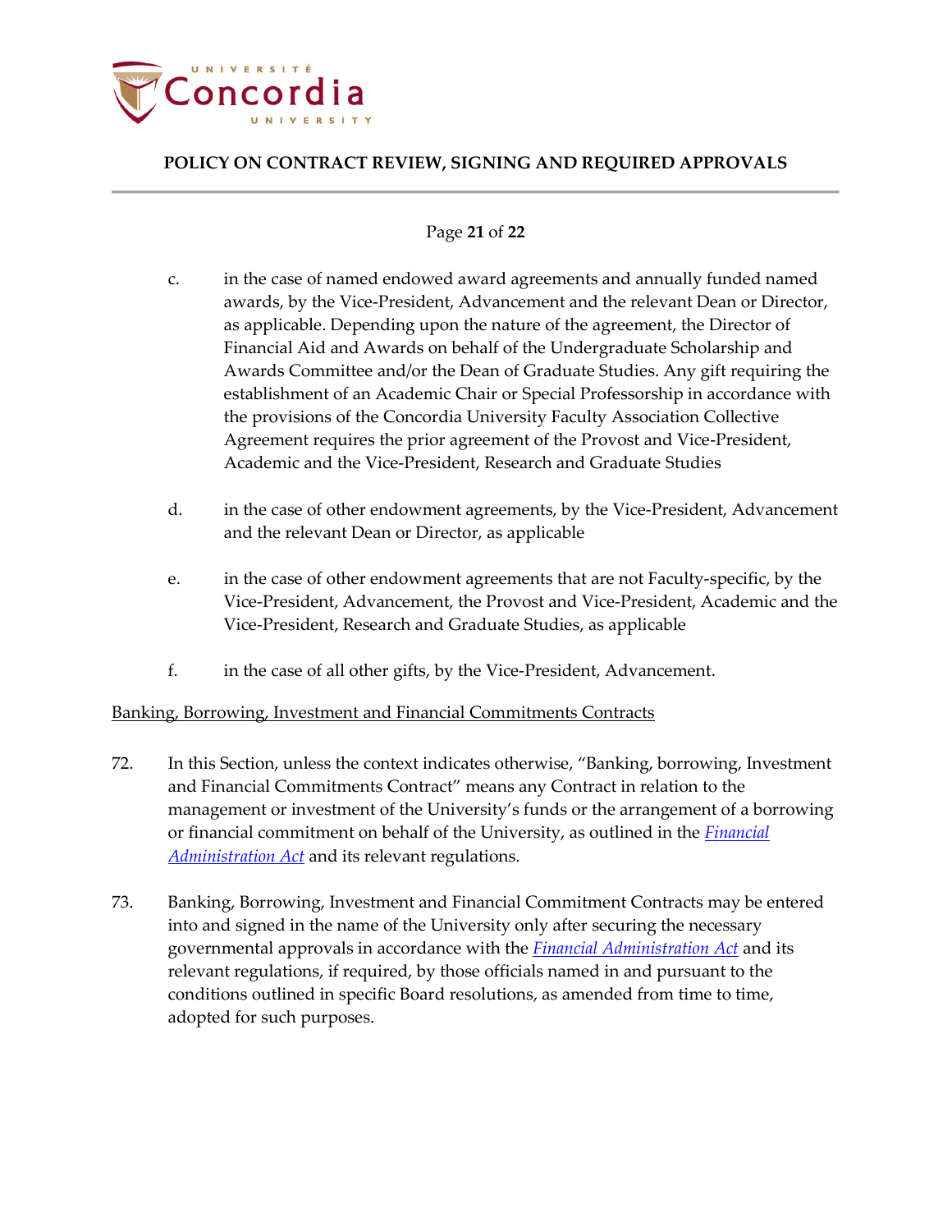c. in the case of named endowed award agreements and annually funded named awards, by the Vice-President, Advancement and the relevant Dean or Director, as applicable. Depending upon the nature of the agreement, the Director of Financial Aid and Awards on behalf of the Undergraduate Scholarship and Awards Committee and/or the Dean of Graduate Studies. Any gift requiring the establishment of an Academic Chair or Special Professorship in accordance with the provisions of the Concordia University Faculty Association Collective Agreement requires the prior agreement of the Provost and Vice-President, Academic and the Vice-President, Research and Graduate Studies

d. in the case of other endowment agreements, by the Vice-President, Advancement and the relevant Dean or Director, as applicable

e. in the case of other endowment agreements that are not Faculty-specific, by the Vice-President, Advancement, the Provost and Vice-President, Academic and the Vice-President, Research and Graduate Studies, as applicable

f. in the case of all other gifts, by the Vice-President, Advancement.

Banking, Borrowing, Investment and Financial Commitments Contracts

72. In this Section, unless the context indicates otherwise, "Banking, borrowing, Investment and Financial Commitments Contract" means any Contract in relation to the management or investment of the University's funds or the arrangement of a borrowing or financial commitment on behalf of the University, as outlined in the *Financial Administration Act* and its relevant regulations.

73. Banking, Borrowing, Investment and Financial Commitment Contracts may be entered into and signed in the name of the University only after securing the necessary governmental approvals in accordance with the *Financial Administration Act* and its relevant regulations, if required, by those officials named in and pursuant to the conditions outlined in specific Board resolutions, as amended from time to time, adopted for such purposes.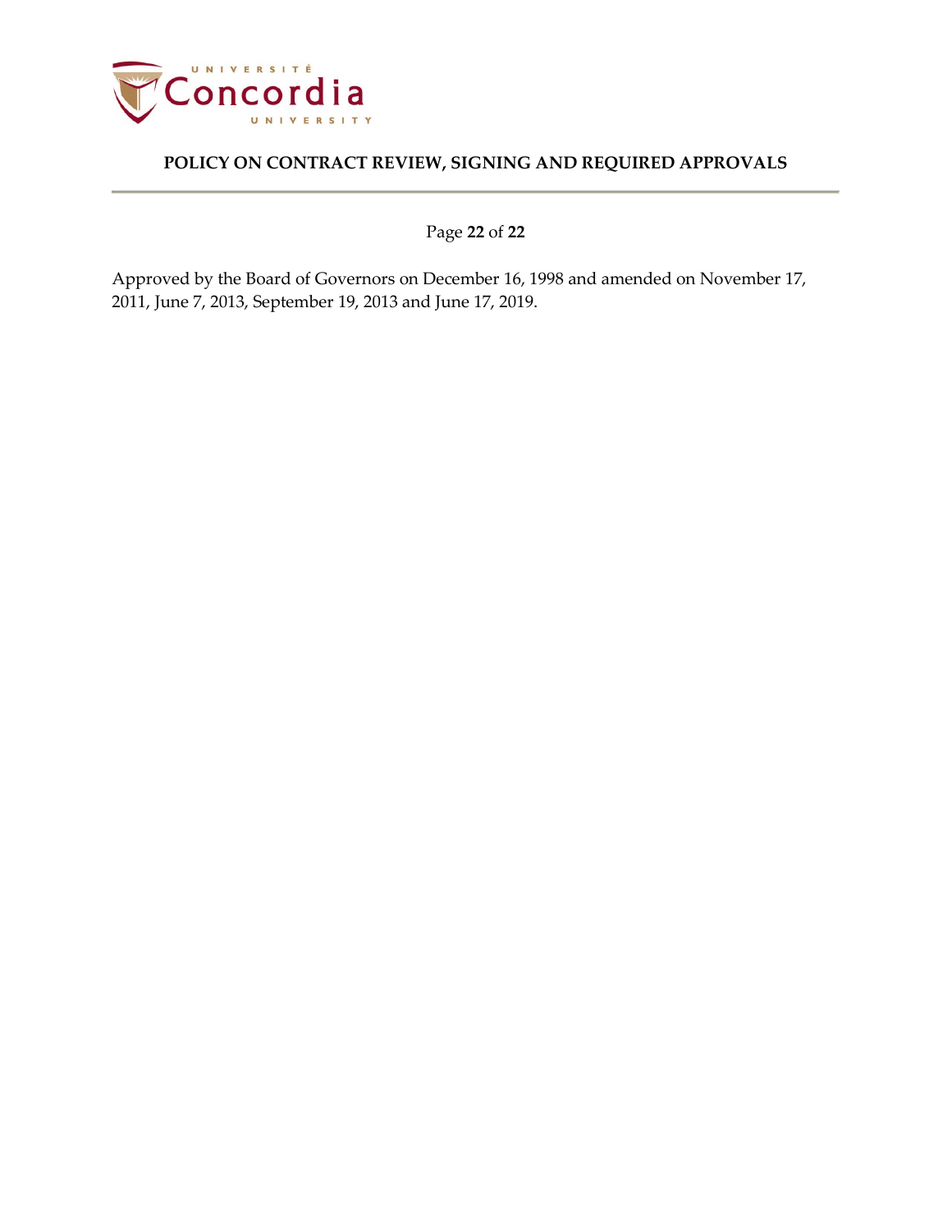Approved by the Board of Governors on December 16, 1998 and amended on November 17, 2011, June 7, 2013, September 19, 2013 and June 17, 2019.